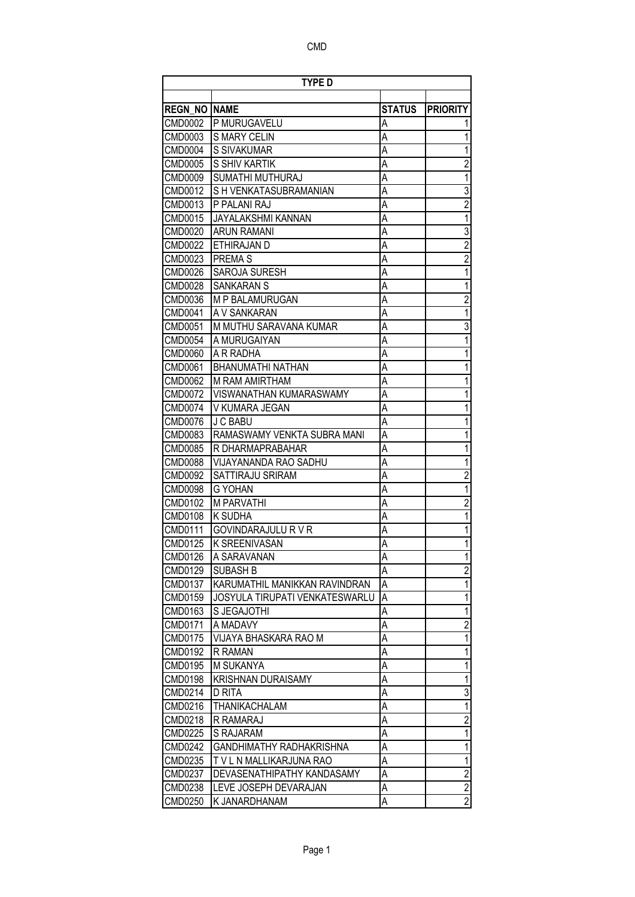| TYPE D | | | |
|---|---|---|---|
| | | | |
| REGN_NO | NAME | STATUS | PRIORITY |
| CMD0002 | P MURUGAVELU | A | 1 |
| CMD0003 | S MARY CELIN | A | 1 |
| CMD0004 | S SIVAKUMAR | A | 1 |
| CMD0005 | S SHIV KARTIK | A | 2 |
| CMD0009 | SUMATHI MUTHURAJ | A | 1 |
| CMD0012 | S H VENKATASUBRAMANIAN | A | 3 |
| CMD0013 | P PALANI RAJ | A | 2 |
| CMD0015 | JAYALAKSHMI KANNAN | A | 1 |
| CMD0020 | ARUN RAMANI | A | 3 |
| CMD0022 | ETHIRAJAN D | A | 2 |
| CMD0023 | PREMA S | A | 2 |
| CMD0026 | SAROJA SURESH | A | 1 |
| CMD0028 | SANKARAN S | A | 1 |
| CMD0036 | M P BALAMURUGAN | A | 2 |
| CMD0041 | A V SANKARAN | A | 1 |
| CMD0051 | M MUTHU SARAVANA KUMAR | A | 3 |
| CMD0054 | A MURUGAIYAN | A | 1 |
| CMD0060 | A R RADHA | A | 1 |
| CMD0061 | BHANUMATHI NATHAN | A | 1 |
| CMD0062 | M RAM AMIRTHAM | A | 1 |
| CMD0072 | VISWANATHAN KUMARASWAMY | A | 1 |
| CMD0074 | V KUMARA JEGAN | A | 1 |
| CMD0076 | J C BABU | A | 1 |
| CMD0083 | RAMASWAMY VENKTA SUBRA MANI | A | 1 |
| CMD0085 | R DHARMAPRABAHAR | A | 1 |
| CMD0088 | VIJAYANANDA RAO SADHU | A | 1 |
| CMD0092 | SATTIRAJU SRIRAM | A | 2 |
| CMD0098 | G YOHAN | A | 1 |
| CMD0102 | M PARVATHI | A | 2 |
| CMD0108 | K SUDHA | A | 1 |
| CMD0111 | GOVINDARAJULU R V R | A | 1 |
| CMD0125 | K SREENIVASAN | A | 1 |
| CMD0126 | A SARAVANAN | A | 1 |
| CMD0129 | SUBASH B | A | 2 |
| CMD0137 | KARUMATHIL MANIKKAN RAVINDRAN | A | 1 |
| CMD0159 | JOSYULA TIRUPATI VENKATESWARLU | A | 1 |
| CMD0163 | S JEGAJOTHI | A | 1 |
| CMD0171 | A MADAVY | A | 2 |
| CMD0175 | VIJAYA BHASKARA RAO M | A | 1 |
| CMD0192 | R RAMAN | A | 1 |
| CMD0195 | M SUKANYA | A | 1 |
| CMD0198 | KRISHNAN DURAISAMY | A | 1 |
| CMD0214 | D RITA | A | 3 |
| CMD0216 | THANIKACHALAM | A | 1 |
| CMD0218 | R RAMARAJ | A | 2 |
| CMD0225 | S RAJARAM | A | 1 |
| CMD0242 | GANDHIMATHY RADHAKRISHNA | A | 1 |
| CMD0235 | T V L N MALLIKARJUNA RAO | A | 1 |
| CMD0237 | DEVASENATHIPATHY KANDASAMY | A | 2 |
| CMD0238 | LEVE JOSEPH DEVARAJAN | A | 2 |
| CMD0250 | K JANARDHANAM | A | 2 |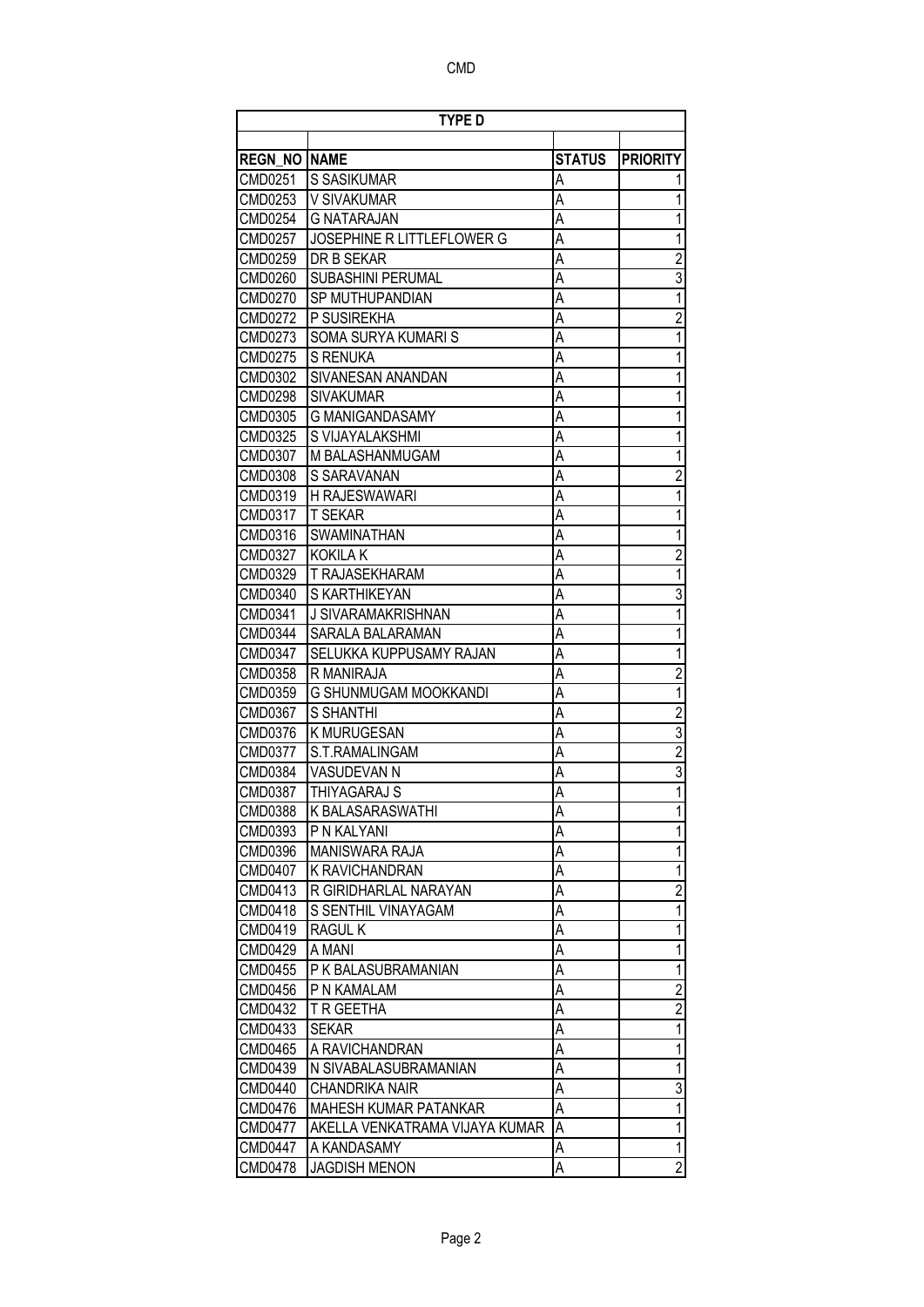CMD

| TYPE D | | | |
|---|---|---|---|
| | | | |
| REGN_NO | NAME | STATUS | PRIORITY |
| CMD0251 | S SASIKUMAR | A | 1 |
| CMD0253 | V SIVAKUMAR | A | 1 |
| CMD0254 | G NATARAJAN | A | 1 |
| CMD0257 | JOSEPHINE R LITTLEFLOWER G | A | 1 |
| CMD0259 | DR B SEKAR | A | 2 |
| CMD0260 | SUBASHINI PERUMAL | A | 3 |
| CMD0270 | SP MUTHUPANDIAN | A | 1 |
| CMD0272 | P SUSIREKHA | A | 2 |
| CMD0273 | SOMA SURYA KUMARI S | A | 1 |
| CMD0275 | S RENUKA | A | 1 |
| CMD0302 | SIVANESAN ANANDAN | A | 1 |
| CMD0298 | SIVAKUMAR | A | 1 |
| CMD0305 | G MANIGANDASAMY | A | 1 |
| CMD0325 | S VIJAYALAKSHMI | A | 1 |
| CMD0307 | M BALASHANMUGAM | A | 1 |
| CMD0308 | S SARAVANAN | A | 2 |
| CMD0319 | H RAJESWAWARI | A | 1 |
| CMD0317 | T SEKAR | A | 1 |
| CMD0316 | SWAMINATHAN | A | 1 |
| CMD0327 | KOKILA K | A | 2 |
| CMD0329 | T RAJASEKHARAM | A | 1 |
| CMD0340 | S KARTHIKEYAN | A | 3 |
| CMD0341 | J SIVARAMAKRISHNAN | A | 1 |
| CMD0344 | SARALA BALARAMAN | A | 1 |
| CMD0347 | SELUKKA KUPPUSAMY RAJAN | A | 1 |
| CMD0358 | R MANIRAJA | A | 2 |
| CMD0359 | G SHUNMUGAM MOOKKANDI | A | 1 |
| CMD0367 | S SHANTHI | A | 2 |
| CMD0376 | K MURUGESAN | A | 3 |
| CMD0377 | S.T.RAMALINGAM | A | 2 |
| CMD0384 | VASUDEVAN N | A | 3 |
| CMD0387 | THIYAGARAJ S | A | 1 |
| CMD0388 | K BALASARASWATHI | A | 1 |
| CMD0393 | P N KALYANI | A | 1 |
| CMD0396 | MANISWARA RAJA | A | 1 |
| CMD0407 | K RAVICHANDRAN | A | 1 |
| CMD0413 | R GIRIDHARLAL NARAYAN | A | 2 |
| CMD0418 | S SENTHIL VINAYAGAM | A | 1 |
| CMD0419 | RAGUL K | A | 1 |
| CMD0429 | A MANI | A | 1 |
| CMD0455 | P K BALASUBRAMANIAN | A | 1 |
| CMD0456 | P N KAMALAM | A | 2 |
| CMD0432 | T R GEETHA | A | 2 |
| CMD0433 | SEKAR | A | 1 |
| CMD0465 | A RAVICHANDRAN | A | 1 |
| CMD0439 | N SIVABALASUBRAMANIAN | A | 1 |
| CMD0440 | CHANDRIKA NAIR | A | 3 |
| CMD0476 | MAHESH KUMAR PATANKAR | A | 1 |
| CMD0477 | AKELLA VENKATRAMA VIJAYA KUMAR | A | 1 |
| CMD0447 | A KANDASAMY | A | 1 |
| CMD0478 | JAGDISH MENON | A | 2 |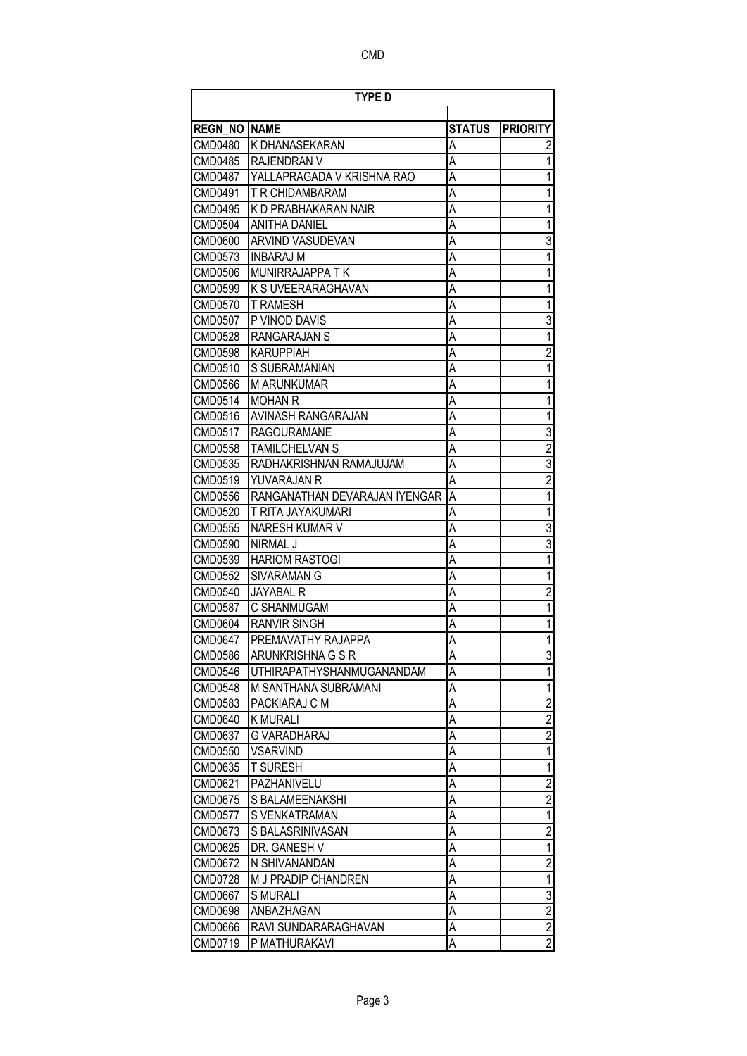| TYPE D | | | |
|---|---|---|---|
| REGN_NO | NAME | STATUS | PRIORITY |
| CMD0480 | K DHANASEKARAN | A | 2 |
| CMD0485 | RAJENDRAN V | A | 1 |
| CMD0487 | YALLAPRAGADA V KRISHNA RAO | A | 1 |
| CMD0491 | T R CHIDAMBARAM | A | 1 |
| CMD0495 | K D PRABHAKARAN NAIR | A | 1 |
| CMD0504 | ANITHA DANIEL | A | 1 |
| CMD0600 | ARVIND VASUDEVAN | A | 3 |
| CMD0573 | INBARAJ M | A | 1 |
| CMD0506 | MUNIRRAJAPPA T K | A | 1 |
| CMD0599 | K S UVEERARAGHAVAN | A | 1 |
| CMD0570 | T RAMESH | A | 1 |
| CMD0507 | P VINOD DAVIS | A | 3 |
| CMD0528 | RANGARAJAN S | A | 1 |
| CMD0598 | KARUPPIAH | A | 2 |
| CMD0510 | S SUBRAMANIAN | A | 1 |
| CMD0566 | M ARUNKUMAR | A | 1 |
| CMD0514 | MOHAN R | A | 1 |
| CMD0516 | AVINASH RANGARAJAN | A | 1 |
| CMD0517 | RAGOURAMANE | A | 3 |
| CMD0558 | TAMILCHELVAN S | A | 2 |
| CMD0535 | RADHAKRISHNAN RAMAJUJAM | A | 3 |
| CMD0519 | YUVARAJAN R | A | 2 |
| CMD0556 | RANGANATHAN DEVARAJAN IYENGAR | A | 1 |
| CMD0520 | T RITA JAYAKUMARI | A | 1 |
| CMD0555 | NARESH KUMAR V | A | 3 |
| CMD0590 | NIRMAL J | A | 3 |
| CMD0539 | HARIOM RASTOGI | A | 1 |
| CMD0552 | SIVARAMAN G | A | 1 |
| CMD0540 | JAYABAL R | A | 2 |
| CMD0587 | C SHANMUGAM | A | 1 |
| CMD0604 | RANVIR SINGH | A | 1 |
| CMD0647 | PREMAVATHY RAJAPPA | A | 1 |
| CMD0586 | ARUNKRISHNA G S R | A | 3 |
| CMD0546 | UTHIRAPATHYSHANMUGANANDAM | A | 1 |
| CMD0548 | M SANTHANA SUBRAMANI | A | 1 |
| CMD0583 | PACKIARAJ C M | A | 2 |
| CMD0640 | K MURALI | A | 2 |
| CMD0637 | G VARADHARAJ | A | 2 |
| CMD0550 | VSARVIND | A | 1 |
| CMD0635 | T SURESH | A | 1 |
| CMD0621 | PAZHANIVELU | A | 2 |
| CMD0675 | S BALAMEENAKSHI | A | 2 |
| CMD0577 | S VENKATRAMAN | A | 1 |
| CMD0673 | S BALASRINIVASAN | A | 2 |
| CMD0625 | DR. GANESH V | A | 1 |
| CMD0672 | N SHIVANANDAN | A | 2 |
| CMD0728 | M J PRADIP CHANDREN | A | 1 |
| CMD0667 | S MURALI | A | 3 |
| CMD0698 | ANBAZHAGAN | A | 2 |
| CMD0666 | RAVI SUNDARARAGHAVAN | A | 2 |
| CMD0719 | P MATHURAKAVI | A | 2 |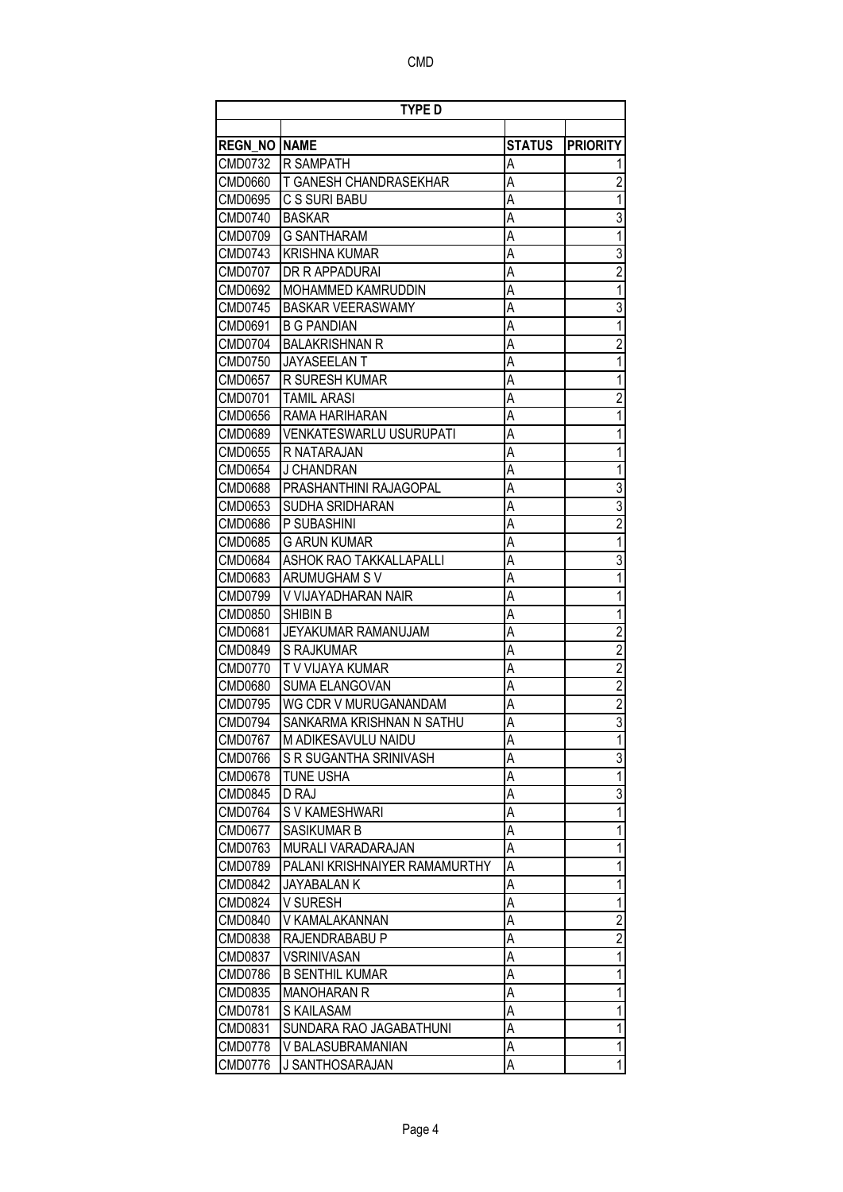| TYPE D | | | |
|---|---|---|---|
| REGN_NO | NAME | STATUS | PRIORITY |
| CMD0732 | R SAMPATH | A | 1 |
| CMD0660 | T GANESH CHANDRASEKHAR | A | 2 |
| CMD0695 | C S SURI BABU | A | 1 |
| CMD0740 | BASKAR | A | 3 |
| CMD0709 | G SANTHARAM | A | 1 |
| CMD0743 | KRISHNA KUMAR | A | 3 |
| CMD0707 | DR R APPADURAI | A | 2 |
| CMD0692 | MOHAMMED KAMRUDDIN | A | 1 |
| CMD0745 | BASKAR VEERASWAMY | A | 3 |
| CMD0691 | B G PANDIAN | A | 1 |
| CMD0704 | BALAKRISHNAN R | A | 2 |
| CMD0750 | JAYASEELAN T | A | 1 |
| CMD0657 | R SURESH KUMAR | A | 1 |
| CMD0701 | TAMIL ARASI | A | 2 |
| CMD0656 | RAMA HARIHARAN | A | 1 |
| CMD0689 | VENKATESWARLU USURUPATI | A | 1 |
| CMD0655 | R NATARAJAN | A | 1 |
| CMD0654 | J CHANDRAN | A | 1 |
| CMD0688 | PRASHANTHINI RAJAGOPAL | A | 3 |
| CMD0653 | SUDHA SRIDHARAN | A | 3 |
| CMD0686 | P SUBASHINI | A | 2 |
| CMD0685 | G ARUN KUMAR | A | 1 |
| CMD0684 | ASHOK RAO TAKKALLAPALLI | A | 3 |
| CMD0683 | ARUMUGHAM S V | A | 1 |
| CMD0799 | V VIJAYADHARAN NAIR | A | 1 |
| CMD0850 | SHIBIN B | A | 1 |
| CMD0681 | JEYAKUMAR RAMANUJAM | A | 2 |
| CMD0849 | S RAJKUMAR | A | 2 |
| CMD0770 | T V VIJAYA KUMAR | A | 2 |
| CMD0680 | SUMA ELANGOVAN | A | 2 |
| CMD0795 | WG CDR V MURUGANANDAM | A | 2 |
| CMD0794 | SANKARMA KRISHNAN N SATHU | A | 3 |
| CMD0767 | M ADIKESAVULU NAIDU | A | 1 |
| CMD0766 | S R SUGANTHA SRINIVASH | A | 3 |
| CMD0678 | TUNE USHA | A | 1 |
| CMD0845 | D RAJ | A | 3 |
| CMD0764 | S V KAMESHWARI | A | 1 |
| CMD0677 | SASIKUMAR B | A | 1 |
| CMD0763 | MURALI VARADARAJAN | A | 1 |
| CMD0789 | PALANI KRISHNAIYER RAMAMURTHY | A | 1 |
| CMD0842 | JAYABALAN K | A | 1 |
| CMD0824 | V SURESH | A | 1 |
| CMD0840 | V KAMALAKANNAN | A | 2 |
| CMD0838 | RAJENDRABABU P | A | 2 |
| CMD0837 | VSRINIVASAN | A | 1 |
| CMD0786 | B SENTHIL KUMAR | A | 1 |
| CMD0835 | MANOHARAN R | A | 1 |
| CMD0781 | S KAILASAM | A | 1 |
| CMD0831 | SUNDARA RAO JAGABATHUNI | A | 1 |
| CMD0778 | V BALASUBRAMANIAN | A | 1 |
| CMD0776 | J SANTHOSARAJAN | A | 1 |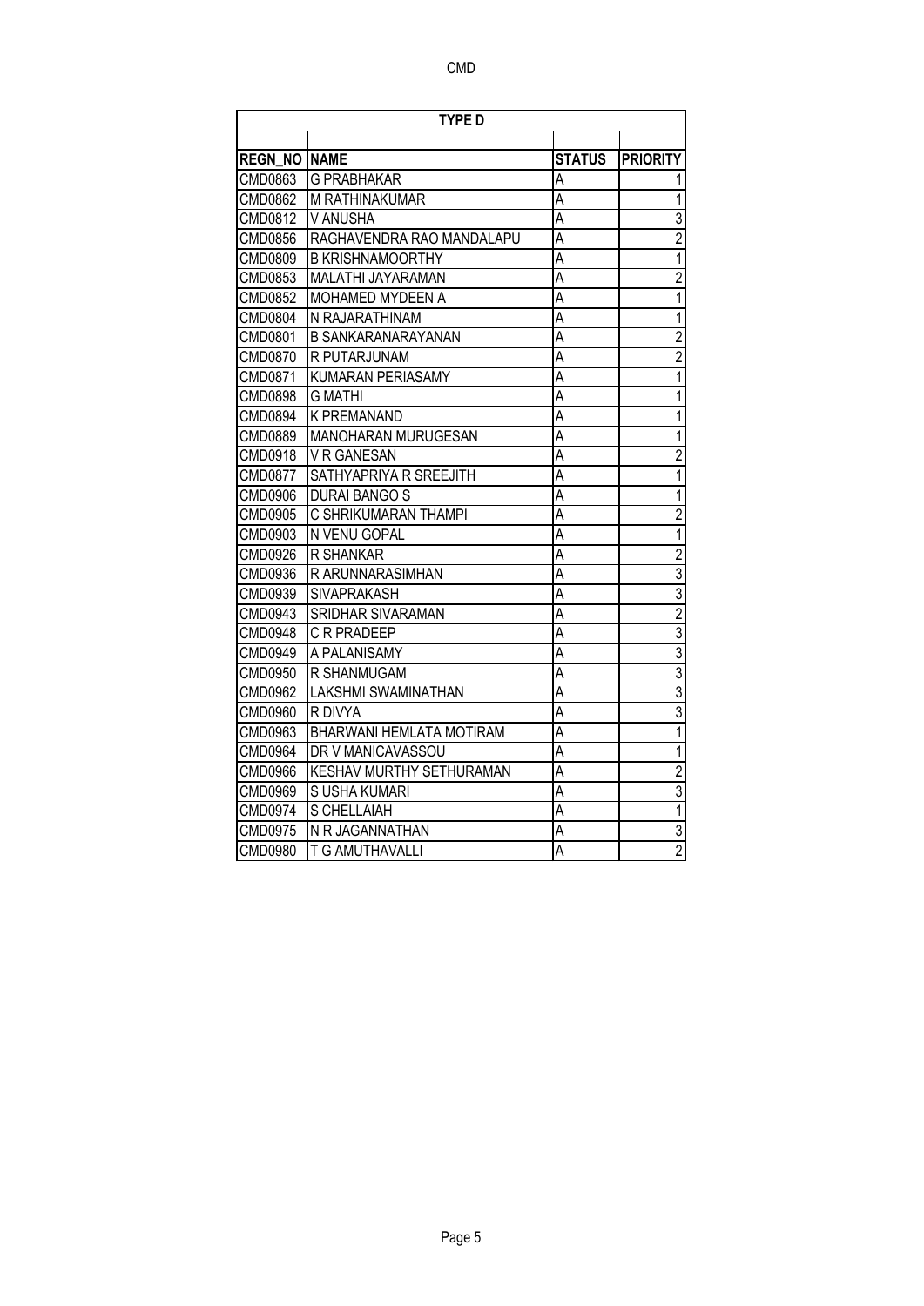CMD

| TYPE D | | | |
|---|---|---|---|
| | | | |
| REGN_NO | NAME | STATUS | PRIORITY |
| CMD0863 | G PRABHAKAR | A | 1 |
| CMD0862 | M RATHINAKUMAR | A | 1 |
| CMD0812 | V ANUSHA | A | 3 |
| CMD0856 | RAGHAVENDRA RAO MANDALAPU | A | 2 |
| CMD0809 | B KRISHNAMOORTHY | A | 1 |
| CMD0853 | MALATHI JAYARAMAN | A | 2 |
| CMD0852 | MOHAMED MYDEEN A | A | 1 |
| CMD0804 | N RAJARATHINAM | A | 1 |
| CMD0801 | B SANKARANARAYANAN | A | 2 |
| CMD0870 | R PUTARJUNAM | A | 2 |
| CMD0871 | KUMARAN PERIASAMY | A | 1 |
| CMD0898 | G MATHI | A | 1 |
| CMD0894 | K PREMANAND | A | 1 |
| CMD0889 | MANOHARAN MURUGESAN | A | 1 |
| CMD0918 | V R GANESAN | A | 2 |
| CMD0877 | SATHYAPRIYA R SREEJITH | A | 1 |
| CMD0906 | DURAI BANGO S | A | 1 |
| CMD0905 | C SHRIKUMARAN THAMPI | A | 2 |
| CMD0903 | N VENU GOPAL | A | 1 |
| CMD0926 | R SHANKAR | A | 2 |
| CMD0936 | R ARUNNARASIMHAN | A | 3 |
| CMD0939 | SIVAPRAKASH | A | 3 |
| CMD0943 | SRIDHAR SIVARAMAN | A | 2 |
| CMD0948 | C R PRADEEP | A | 3 |
| CMD0949 | A PALANISAMY | A | 3 |
| CMD0950 | R SHANMUGAM | A | 3 |
| CMD0962 | LAKSHMI SWAMINATHAN | A | 3 |
| CMD0960 | R DIVYA | A | 3 |
| CMD0963 | BHARWANI HEMLATA MOTIRAM | A | 1 |
| CMD0964 | DR V MANICAVASSOU | A | 1 |
| CMD0966 | KESHAV MURTHY SETHURAMAN | A | 2 |
| CMD0969 | S USHA KUMARI | A | 3 |
| CMD0974 | S CHELLAIAH | A | 1 |
| CMD0975 | N R JAGANNATHAN | A | 3 |
| CMD0980 | T G AMUTHAVALLI | A | 2 |